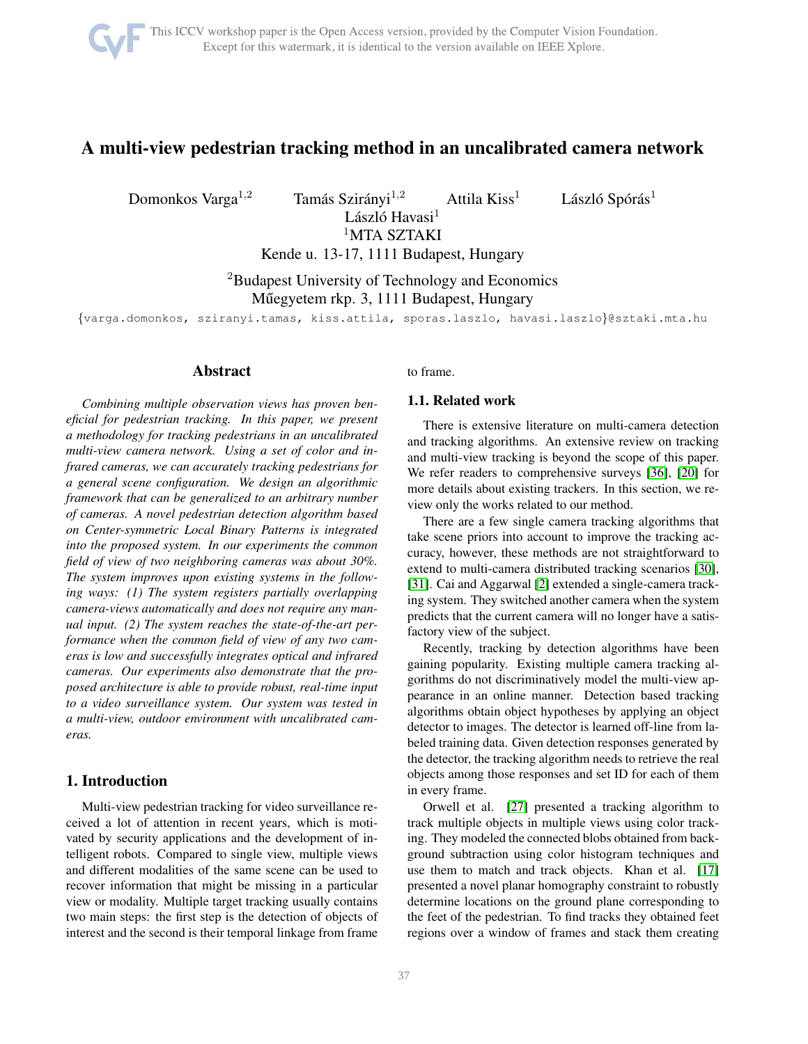# A multi-view pedestrian tracking method in an uncalibrated camera network

Domonkos Varga[1,2] Tamás Szirányi[1,2] Attila Kiss[1] László Spórás[1]
László Havasi[1]

[1]MTA SZTAKI
Kende u. 13-17, 1111 Budapest, Hungary

[2]Budapest University of Technology and Economics
Műegyetem rkp. 3, 1111 Budapest, Hungary

{varga.domonkos, sziranyi.tamas, kiss.attila, sporas.laszlo, havasi.laszlo}@sztaki.mta.hu

## Abstract

*Combining multiple observation views has proven beneficial for pedestrian tracking. In this paper, we present a methodology for tracking pedestrians in an uncalibrated multi-view camera network. Using a set of color and infrared cameras, we can accurately tracking pedestrians for a general scene configuration. We design an algorithmic framework that can be generalized to an arbitrary number of cameras. A novel pedestrian detection algorithm based on Center-symmetric Local Binary Patterns is integrated into the proposed system. In our experiments the common field of view of two neighboring cameras was about 30%. The system improves upon existing systems in the following ways: (1) The system registers partially overlapping camera-views automatically and does not require any manual input. (2) The system reaches the state-of-the-art performance when the common field of view of any two cameras is low and successfully integrates optical and infrared cameras. Our experiments also demonstrate that the proposed architecture is able to provide robust, real-time input to a video surveillance system. Our system was tested in a multi-view, outdoor environment with uncalibrated cameras.*

## 1. Introduction

Multi-view pedestrian tracking for video surveillance received a lot of attention in recent years, which is motivated by security applications and the development of intelligent robots. Compared to single view, multiple views and different modalities of the same scene can be used to recover information that might be missing in a particular view or modality. Multiple target tracking usually contains two main steps: the first step is the detection of objects of interest and the second is their temporal linkage from frame to frame.

### 1.1. Related work

There is extensive literature on multi-camera detection and tracking algorithms. An extensive review on tracking and multi-view tracking is beyond the scope of this paper. We refer readers to comprehensive surveys [36], [20] for more details about existing trackers. In this section, we review only the works related to our method.

There are a few single camera tracking algorithms that take scene priors into account to improve the tracking accuracy, however, these methods are not straightforward to extend to multi-camera distributed tracking scenarios [30], [31]. Cai and Aggarwal [2] extended a single-camera tracking system. They switched another camera when the system predicts that the current camera will no longer have a satisfactory view of the subject.

Recently, tracking by detection algorithms have been gaining popularity. Existing multiple camera tracking algorithms do not discriminatively model the multi-view appearance in an online manner. Detection based tracking algorithms obtain object hypotheses by applying an object detector to images. The detector is learned off-line from labeled training data. Given detection responses generated by the detector, the tracking algorithm needs to retrieve the real objects among those responses and set ID for each of them in every frame.

Orwell et al. [27] presented a tracking algorithm to track multiple objects in multiple views using color tracking. They modeled the connected blobs obtained from background subtraction using color histogram techniques and use them to match and track objects. Khan et al. [17] presented a novel planar homography constraint to robustly determine locations on the ground plane corresponding to the feet of the pedestrian. To find tracks they obtained feet regions over a window of frames and stack them creating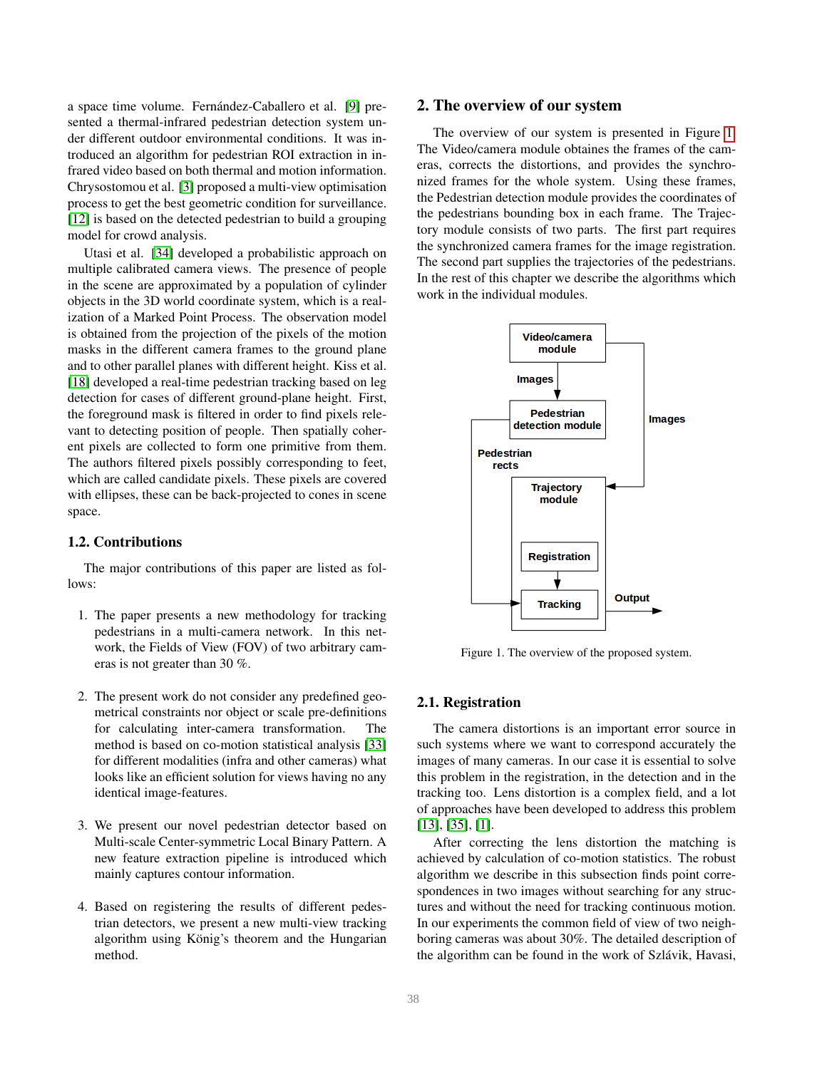a space time volume. Fernández-Caballero et al. [9] presented a thermal-infrared pedestrian detection system under different outdoor environmental conditions. It was introduced an algorithm for pedestrian ROI extraction in infrared video based on both thermal and motion information. Chrysostomou et al. [3] proposed a multi-view optimisation process to get the best geometric condition for surveillance. [12] is based on the detected pedestrian to build a grouping model for crowd analysis.

Utasi et al. [34] developed a probabilistic approach on multiple calibrated camera views. The presence of people in the scene are approximated by a population of cylinder objects in the 3D world coordinate system, which is a realization of a Marked Point Process. The observation model is obtained from the projection of the pixels of the motion masks in the different camera frames to the ground plane and to other parallel planes with different height. Kiss et al. [18] developed a real-time pedestrian tracking based on leg detection for cases of different ground-plane height. First, the foreground mask is filtered in order to find pixels relevant to detecting position of people. Then spatially coherent pixels are collected to form one primitive from them. The authors filtered pixels possibly corresponding to feet, which are called candidate pixels. These pixels are covered with ellipses, these can be back-projected to cones in scene space.

### 1.2. Contributions

The major contributions of this paper are listed as follows:

1. The paper presents a new methodology for tracking pedestrians in a multi-camera network. In this network, the Fields of View (FOV) of two arbitrary cameras is not greater than 30 %.

2. The present work do not consider any predefined geometrical constraints nor object or scale pre-definitions for calculating inter-camera transformation. The method is based on co-motion statistical analysis [33] for different modalities (infra and other cameras) what looks like an efficient solution for views having no any identical image-features.

3. We present our novel pedestrian detector based on Multi-scale Center-symmetric Local Binary Pattern. A new feature extraction pipeline is introduced which mainly captures contour information.

4. Based on registering the results of different pedestrian detectors, we present a new multi-view tracking algorithm using König's theorem and the Hungarian method.

## 2. The overview of our system

The overview of our system is presented in Figure 1. The Video/camera module obtaines the frames of the cameras, corrects the distortions, and provides the synchronized frames for the whole system. Using these frames, the Pedestrian detection module provides the coordinates of the pedestrians bounding box in each frame. The Trajectory module consists of two parts. The first part requires the synchronized camera frames for the image registration. The second part supplies the trajectories of the pedestrians. In the rest of this chapter we describe the algorithms which work in the individual modules.

Figure 1. The overview of the proposed system.

### 2.1. Registration

The camera distortions is an important error source in such systems where we want to correspond accurately the images of many cameras. In our case it is essential to solve this problem in the registration, in the detection and in the tracking too. Lens distortion is a complex field, and a lot of approaches have been developed to address this problem [13], [35], [1].

After correcting the lens distortion the matching is achieved by calculation of co-motion statistics. The robust algorithm we describe in this subsection finds point correspondences in two images without searching for any structures and without the need for tracking continuous motion. In our experiments the common field of view of two neighboring cameras was about 30%. The detailed description of the algorithm can be found in the work of Szlávik, Havasi,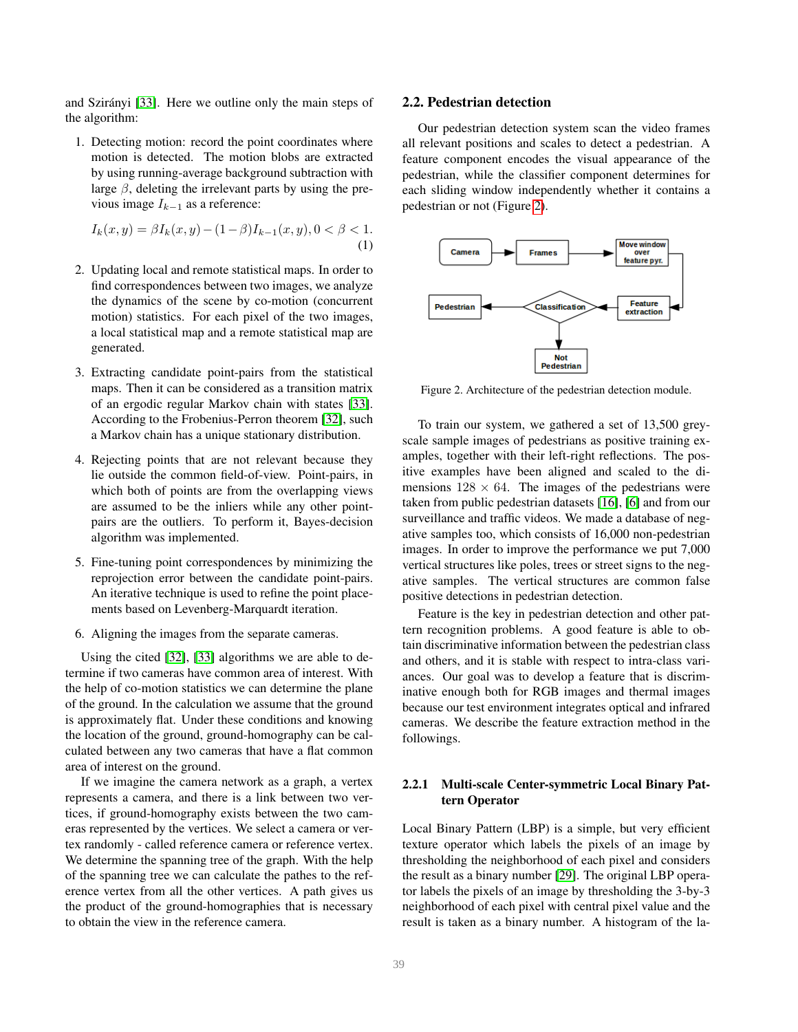and Szirányi [33]. Here we outline only the main steps of the algorithm:

1. Detecting motion: record the point coordinates where motion is detected. The motion blobs are extracted by using running-average background subtraction with large $\beta$, deleting the irrelevant parts by using the previous image $I_{k-1}$ as a reference:

$$I_k(x,y) = \beta I_k(x,y) - (1-\beta)I_{k-1}(x,y), 0 < \beta < 1. \quad (1)$$

2. Updating local and remote statistical maps. In order to find correspondences between two images, we analyze the dynamics of the scene by co-motion (concurrent motion) statistics. For each pixel of the two images, a local statistical map and a remote statistical map are generated.

3. Extracting candidate point-pairs from the statistical maps. Then it can be considered as a transition matrix of an ergodic regular Markov chain with states [33]. According to the Frobenius-Perron theorem [32], such a Markov chain has a unique stationary distribution.

4. Rejecting points that are not relevant because they lie outside the common field-of-view. Point-pairs, in which both of points are from the overlapping views are assumed to be the inliers while any other point-pairs are the outliers. To perform it, Bayes-decision algorithm was implemented.

5. Fine-tuning point correspondences by minimizing the reprojection error between the candidate point-pairs. An iterative technique is used to refine the point placements based on Levenberg-Marquardt iteration.

6. Aligning the images from the separate cameras.

Using the cited [32], [33] algorithms we are able to determine if two cameras have common area of interest. With the help of co-motion statistics we can determine the plane of the ground. In the calculation we assume that the ground is approximately flat. Under these conditions and knowing the location of the ground, ground-homography can be calculated between any two cameras that have a flat common area of interest on the ground.

If we imagine the camera network as a graph, a vertex represents a camera, and there is a link between two vertices, if ground-homography exists between the two cameras represented by the vertices. We select a camera or vertex randomly - called reference camera or reference vertex. We determine the spanning tree of the graph. With the help of the spanning tree we can calculate the pathes to the reference vertex from all the other vertices. A path gives us the product of the ground-homographies that is necessary to obtain the view in the reference camera.

## 2.2. Pedestrian detection

Our pedestrian detection system scan the video frames all relevant positions and scales to detect a pedestrian. A feature component encodes the visual appearance of the pedestrian, while the classifier component determines for each sliding window independently whether it contains a pedestrian or not (Figure 2).

Figure 2. Architecture of the pedestrian detection module.

To train our system, we gathered a set of 13,500 greyscale sample images of pedestrians as positive training examples, together with their left-right reflections. The positive examples have been aligned and scaled to the dimensions $128 \times 64$. The images of the pedestrians were taken from public pedestrian datasets [16], [6] and from our surveillance and traffic videos. We made a database of negative samples too, which consists of 16,000 non-pedestrian images. In order to improve the performance we put 7,000 vertical structures like poles, trees or street signs to the negative samples. The vertical structures are common false positive detections in pedestrian detection.

Feature is the key in pedestrian detection and other pattern recognition problems. A good feature is able to obtain discriminative information between the pedestrian class and others, and it is stable with respect to intra-class variances. Our goal was to develop a feature that is discriminative enough both for RGB images and thermal images because our test environment integrates optical and infrared cameras. We describe the feature extraction method in the followings.

### 2.2.1 Multi-scale Center-symmetric Local Binary Pattern Operator

Local Binary Pattern (LBP) is a simple, but very efficient texture operator which labels the pixels of an image by thresholding the neighborhood of each pixel and considers the result as a binary number [29]. The original LBP operator labels the pixels of an image by thresholding the 3-by-3 neighborhood of each pixel with central pixel value and the result is taken as a binary number. A histogram of the la-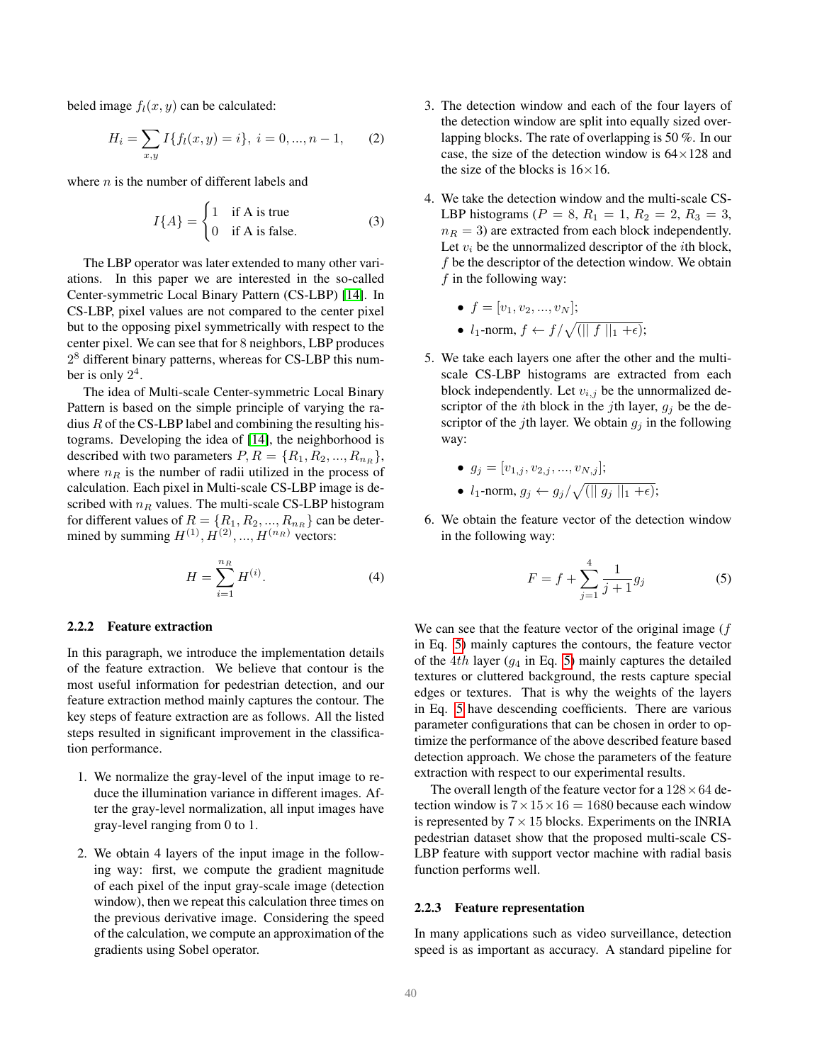beled image $f_l(x, y)$ can be calculated:

$$H_i = \sum_{x,y} I\{f_l(x, y) = i\},\ i = 0, ..., n-1, \quad (2)$$

where $n$ is the number of different labels and

$$I\{A\} = \begin{cases} 1 & \text{if A is true} \\ 0 & \text{if A is false.} \end{cases} \quad (3)$$

The LBP operator was later extended to many other variations. In this paper we are interested in the so-called Center-symmetric Local Binary Pattern (CS-LBP) [14]. In CS-LBP, pixel values are not compared to the center pixel but to the opposing pixel symmetrically with respect to the center pixel. We can see that for 8 neighbors, LBP produces $2^8$ different binary patterns, whereas for CS-LBP this number is only $2^4$.

The idea of Multi-scale Center-symmetric Local Binary Pattern is based on the simple principle of varying the radius $R$ of the CS-LBP label and combining the resulting histograms. Developing the idea of [14], the neighborhood is described with two parameters $P, R = \{R_1, R_2, ..., R_{n_R}\}$, where $n_R$ is the number of radii utilized in the process of calculation. Each pixel in Multi-scale CS-LBP image is described with $n_R$ values. The multi-scale CS-LBP histogram for different values of $R = \{R_1, R_2, ..., R_{n_R}\}$ can be determined by summing $H^{(1)}, H^{(2)}, ..., H^{(n_R)}$ vectors:

$$H = \sum_{i=1}^{n_R} H^{(i)}. \quad (4)$$

### 2.2.2 Feature extraction

In this paragraph, we introduce the implementation details of the feature extraction. We believe that contour is the most useful information for pedestrian detection, and our feature extraction method mainly captures the contour. The key steps of feature extraction are as follows. All the listed steps resulted in significant improvement in the classification performance.

1. We normalize the gray-level of the input image to reduce the illumination variance in different images. After the gray-level normalization, all input images have gray-level ranging from 0 to 1.

2. We obtain 4 layers of the input image in the following way: first, we compute the gradient magnitude of each pixel of the input gray-scale image (detection window), then we repeat this calculation three times on the previous derivative image. Considering the speed of the calculation, we compute an approximation of the gradients using Sobel operator.

3. The detection window and each of the four layers of the detection window are split into equally sized overlapping blocks. The rate of overlapping is 50 %. In our case, the size of the detection window is 64×128 and the size of the blocks is 16×16.

4. We take the detection window and the multi-scale CS-LBP histograms ($P = 8$, $R_1 = 1$, $R_2 = 2$, $R_3 = 3$, $n_R = 3$) are extracted from each block independently. Let $v_i$ be the unnormalized descriptor of the $i$th block, $f$ be the descriptor of the detection window. We obtain $f$ in the following way:

   - $f = [v_1, v_2, ..., v_N]$;
   - $l_1$-norm, $f \leftarrow f / \sqrt{(\| f \|_1 + \epsilon)}$;

5. We take each layers one after the other and the multi-scale CS-LBP histograms are extracted from each block independently. Let $v_{i,j}$ be the unnormalized descriptor of the $i$th block in the $j$th layer, $g_j$ be the descriptor of the $j$th layer. We obtain $g_j$ in the following way:

   - $g_j = [v_{1,j}, v_{2,j}, ..., v_{N,j}]$;
   - $l_1$-norm, $g_j \leftarrow g_j / \sqrt{(\| g_j \|_1 + \epsilon)}$;

6. We obtain the feature vector of the detection window in the following way:

$$F = f + \sum_{j=1}^{4} \frac{1}{j+1} g_j \quad (5)$$

We can see that the feature vector of the original image ($f$ in Eq. 5) mainly captures the contours, the feature vector of the $4th$ layer ($g_4$ in Eq. 5) mainly captures the detailed textures or cluttered background, the rests capture special edges or textures. That is why the weights of the layers in Eq. 5 have descending coefficients. There are various parameter configurations that can be chosen in order to optimize the performance of the above described feature based detection approach. We chose the parameters of the feature extraction with respect to our experimental results.

The overall length of the feature vector for a $128 \times 64$ detection window is $7 \times 15 \times 16 = 1680$ because each window is represented by $7 \times 15$ blocks. Experiments on the INRIA pedestrian dataset show that the proposed multi-scale CS-LBP feature with support vector machine with radial basis function performs well.

### 2.2.3 Feature representation

In many applications such as video surveillance, detection speed is as important as accuracy. A standard pipeline for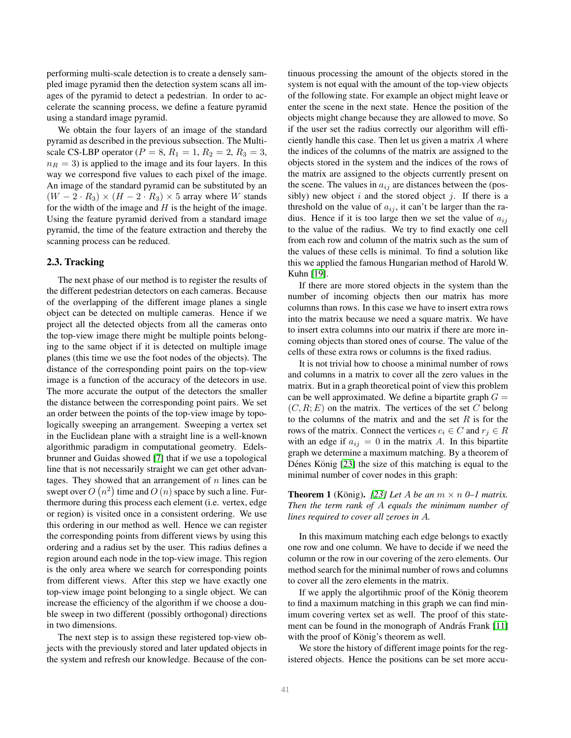performing multi-scale detection is to create a densely sampled image pyramid then the detection system scans all images of the pyramid to detect a pedestrian. In order to accelerate the scanning process, we define a feature pyramid using a standard image pyramid.

We obtain the four layers of an image of the standard pyramid as described in the previous subsection. The Multi-scale CS-LBP operator ($P = 8$, $R_1 = 1$, $R_2 = 2$, $R_3 = 3$, $n_R = 3$) is applied to the image and its four layers. In this way we correspond five values to each pixel of the image. An image of the standard pyramid can be substituted by an $(W - 2 \cdot R_3) \times (H - 2 \cdot R_3) \times 5$ array where $W$ stands for the width of the image and $H$ is the height of the image. Using the feature pyramid derived from a standard image pyramid, the time of the feature extraction and thereby the scanning process can be reduced.

### 2.3. Tracking

The next phase of our method is to register the results of the different pedestrian detectors on each cameras. Because of the overlapping of the different image planes a single object can be detected on multiple cameras. Hence if we project all the detected objects from all the cameras onto the top-view image there might be multiple points belonging to the same object if it is detected on multiple image planes (this time we use the foot nodes of the objects). The distance of the corresponding point pairs on the top-view image is a function of the accuracy of the detecors in use. The more accurate the output of the detectors the smaller the distance between the corresponding point pairs. We set an order between the points of the top-view image by topologically sweeping an arrangement. Sweeping a vertex set in the Euclidean plane with a straight line is a well-known algorithmic paradigm in computational geometry. Edelsbrunner and Guidas showed [7] that if we use a topological line that is not necessarily straight we can get other advantages. They showed that an arrangement of $n$ lines can be swept over $O\left(n^2\right)$ time and $O\left(n\right)$ space by such a line. Furthermore during this process each element (i.e. vertex, edge or region) is visited once in a consistent ordering. We use this ordering in our method as well. Hence we can register the corresponding points from different views by using this ordering and a radius set by the user. This radius defines a region around each node in the top-view image. This region is the only area where we search for corresponding points from different views. After this step we have exactly one top-view image point belonging to a single object. We can increase the efficiency of the algorithm if we choose a double sweep in two different (possibly orthogonal) directions in two dimensions.

The next step is to assign these registered top-view objects with the previously stored and later updated objects in the system and refresh our knowledge. Because of the continuous processing the amount of the objects stored in the system is not equal with the amount of the top-view objects of the following state. For example an object might leave or enter the scene in the next state. Hence the position of the objects might change because they are allowed to move. So if the user set the radius correctly our algorithm will efficiently handle this case. Then let us given a matrix $A$ where the indices of the columns of the matrix are assigned to the objects stored in the system and the indices of the rows of the matrix are assigned to the objects currently present on the scene. The values in $a_{ij}$ are distances between the (possibly) new object $i$ and the stored object $j$. If there is a threshold on the value of $a_{ij}$, it can't be larger than the radius. Hence if it is too large then we set the value of $a_{ij}$ to the value of the radius. We try to find exactly one cell from each row and column of the matrix such as the sum of the values of these cells is minimal. To find a solution like this we applied the famous Hungarian method of Harold W. Kuhn [19].

If there are more stored objects in the system than the number of incoming objects then our matrix has more columns than rows. In this case we have to insert extra rows into the matrix because we need a square matrix. We have to insert extra columns into our matrix if there are more incoming objects than stored ones of course. The value of the cells of these extra rows or columns is the fixed radius.

It is not trivial how to choose a minimal number of rows and columns in a matrix to cover all the zero values in the matrix. But in a graph theoretical point of view this problem can be well approximated. We define a bipartite graph $G = (C, R; E)$ on the matrix. The vertices of the set $C$ belong to the columns of the matrix and and the set $R$ is for the rows of the matrix. Connect the vertices $c_i \in C$ and $r_j \in R$ with an edge if $a_{ij} = 0$ in the matrix $A$. In this bipartite graph we determine a maximum matching. By a theorem of Dénes König [23] the size of this matching is equal to the minimal number of cover nodes in this graph:

**Theorem 1** (König). *[23] Let $A$ be an $m \times n$ 0–1 matrix. Then the term rank of $A$ equals the minimum number of lines required to cover all zeroes in $A$.*

In this maximum matching each edge belongs to exactly one row and one column. We have to decide if we need the column or the row in our covering of the zero elements. Our method search for the minimal number of rows and columns to cover all the zero elements in the matrix.

If we apply the algortihmic proof of the König theorem to find a maximum matching in this graph we can find minimum covering vertex set as well. The proof of this statement can be found in the monograph of András Frank [11] with the proof of König's theorem as well.

We store the history of different image points for the registered objects. Hence the positions can be set more accu-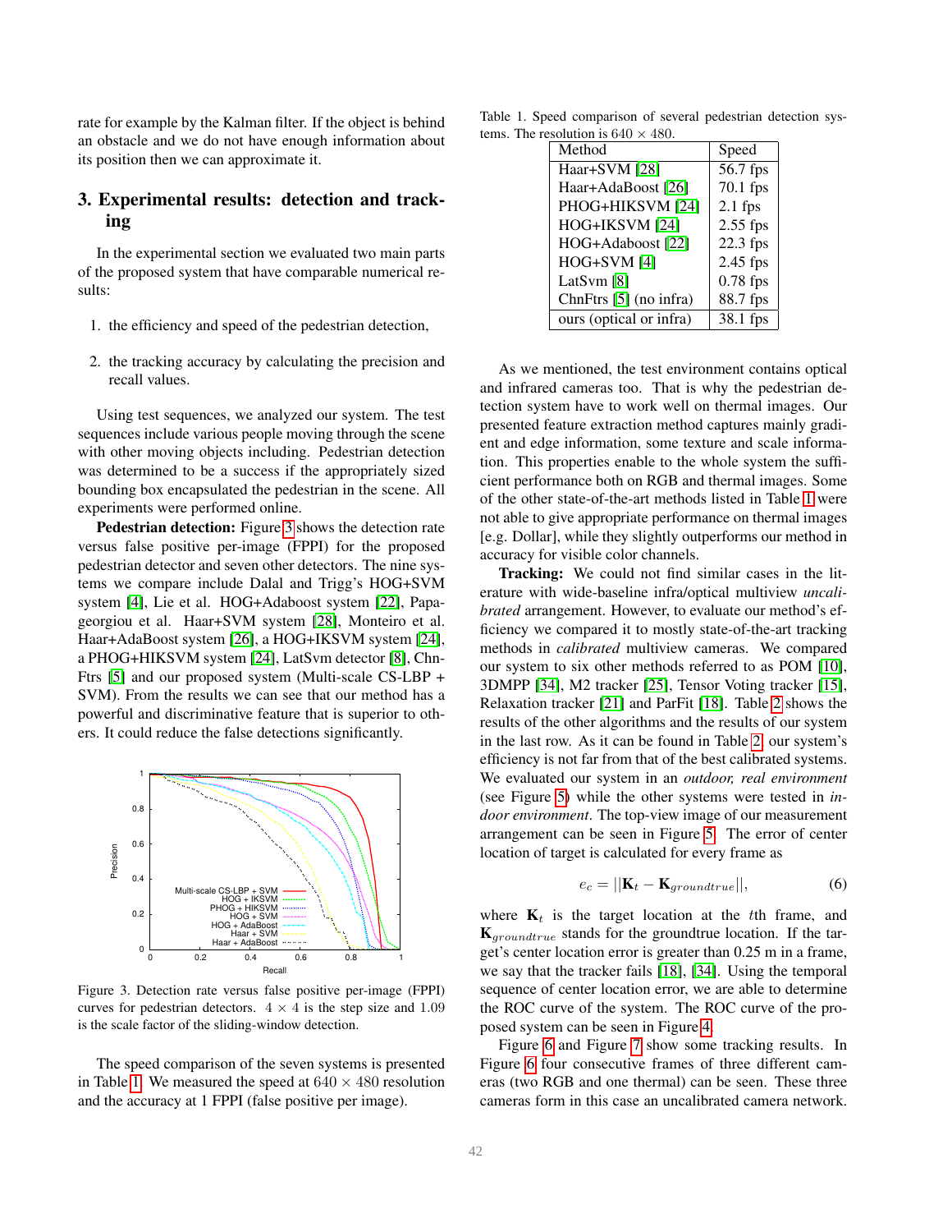rate for example by the Kalman filter. If the object is behind an obstacle and we do not have enough information about its position then we can approximate it.

## 3. Experimental results: detection and tracking

In the experimental section we evaluated two main parts of the proposed system that have comparable numerical results:

1. the efficiency and speed of the pedestrian detection,
2. the tracking accuracy by calculating the precision and recall values.

Using test sequences, we analyzed our system. The test sequences include various people moving through the scene with other moving objects including. Pedestrian detection was determined to be a success if the appropriately sized bounding box encapsulated the pedestrian in the scene. All experiments were performed online.

**Pedestrian detection:** Figure 3 shows the detection rate versus false positive per-image (FPPI) for the proposed pedestrian detector and seven other detectors. The nine systems we compare include Dalal and Trigg's HOG+SVM system [4], Lie et al. HOG+Adaboost system [22], Papageorgiou et al. Haar+SVM system [28], Monteiro et al. Haar+AdaBoost system [26], a HOG+IKSVM system [24], a PHOG+HIKSVM system [24], LatSvm detector [8], ChnFtrs [5] and our proposed system (Multi-scale CS-LBP + SVM). From the results we can see that our method has a powerful and discriminative feature that is superior to others. It could reduce the false detections significantly.

Figure 3. Detection rate versus false positive per-image (FPPI) curves for pedestrian detectors. $4 \times 4$ is the step size and 1.09 is the scale factor of the sliding-window detection.

The speed comparison of the seven systems is presented in Table 1. We measured the speed at $640 \times 480$ resolution and the accuracy at 1 FPPI (false positive per image).

Table 1. Speed comparison of several pedestrian detection systems. The resolution is $640 \times 480$.

| Method | Speed |
|---|---|
| Haar+SVM [28] | 56.7 fps |
| Haar+AdaBoost [26] | 70.1 fps |
| PHOG+HIKSVM [24] | 2.1 fps |
| HOG+IKSVM [24] | 2.55 fps |
| HOG+Adaboost [22] | 22.3 fps |
| HOG+SVM [4] | 2.45 fps |
| LatSvm [8] | 0.78 fps |
| ChnFtrs [5] (no infra) | 88.7 fps |
| ours (optical or infra) | 38.1 fps |

As we mentioned, the test environment contains optical and infrared cameras too. That is why the pedestrian detection system have to work well on thermal images. Our presented feature extraction method captures mainly gradient and edge information, some texture and scale information. This properties enable to the whole system the sufficient performance both on RGB and thermal images. Some of the other state-of-the-art methods listed in Table 1 were not able to give appropriate performance on thermal images [e.g. Dollar], while they slightly outperforms our method in accuracy for visible color channels.

**Tracking:** We could not find similar cases in the literature with wide-baseline infra/optical multiview *uncalibrated* arrangement. However, to evaluate our method's efficiency we compared it to mostly state-of-the-art tracking methods in *calibrated* multiview cameras. We compared our system to six other methods referred to as POM [10], 3DMPP [34], M2 tracker [25], Tensor Voting tracker [15], Relaxation tracker [21] and ParFit [18]. Table 2 shows the results of the other algorithms and the results of our system in the last row. As it can be found in Table 2, our system's efficiency is not far from that of the best calibrated systems. We evaluated our system in an *outdoor, real environment* (see Figure 5) while the other systems were tested in *indoor environment*. The top-view image of our measurement arrangement can be seen in Figure 5. The error of center location of target is calculated for every frame as

$$e_c = ||\mathbf{K}_t - \mathbf{K}_{groundtrue}||, \tag{6}$$

where $\mathbf{K}_t$ is the target location at the $t$th frame, and $\mathbf{K}_{groundtrue}$ stands for the groundtrue location. If the target's center location error is greater than 0.25 m in a frame, we say that the tracker fails [18], [34]. Using the temporal sequence of center location error, we are able to determine the ROC curve of the system. The ROC curve of the proposed system can be seen in Figure 4.

Figure 6 and Figure 7 show some tracking results. In Figure 6 four consecutive frames of three different cameras (two RGB and one thermal) can be seen. These three cameras form in this case an uncalibrated camera network.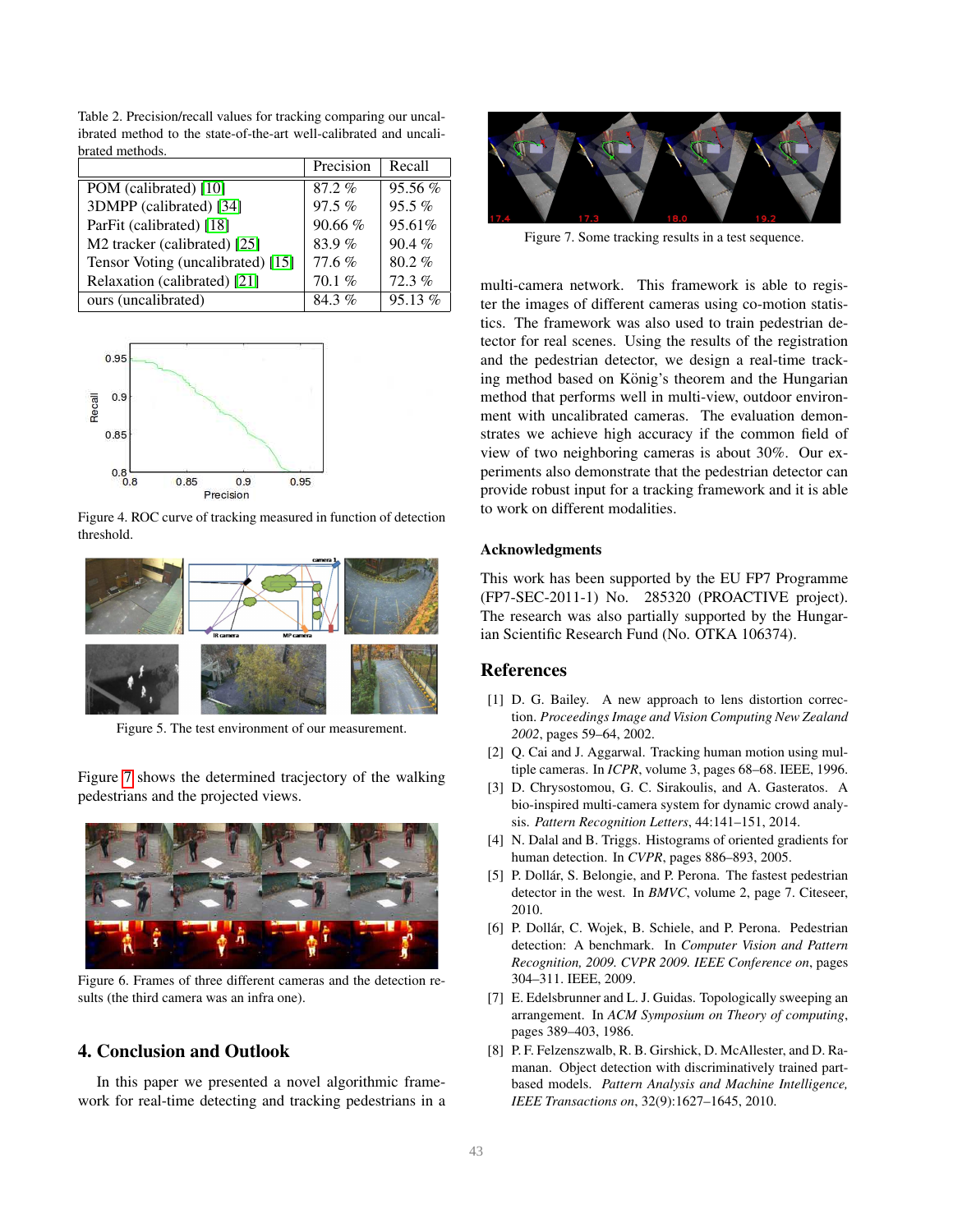Table 2. Precision/recall values for tracking comparing our uncalibrated method to the state-of-the-art well-calibrated and uncalibrated methods.

| | Precision | Recall |
|---|---|---|
| POM (calibrated) [10] | 87.2 % | 95.56 % |
| 3DMPP (calibrated) [34] | 97.5 % | 95.5 % |
| ParFit (calibrated) [18] | 90.66 % | 95.61% |
| M2 tracker (calibrated) [25] | 83.9 % | 90.4 % |
| Tensor Voting (uncalibrated) [15] | 77.6 % | 80.2 % |
| Relaxation (calibrated) [21] | 70.1 % | 72.3 % |
| ours (uncalibrated) | 84.3 % | 95.13 % |

Figure 4. ROC curve of tracking measured in function of detection threshold.

Figure 5. The test environment of our measurement.

Figure 7 shows the determined tracjectory of the walking pedestrians and the projected views.

Figure 6. Frames of three different cameras and the detection results (the third camera was an infra one).

## 4. Conclusion and Outlook

In this paper we presented a novel algorithmic framework for real-time detecting and tracking pedestrians in a multi-camera network. This framework is able to register the images of different cameras using co-motion statistics. The framework was also used to train pedestrian detector for real scenes. Using the results of the registration and the pedestrian detector, we design a real-time tracking method based on König's theorem and the Hungarian method that performs well in multi-view, outdoor environment with uncalibrated cameras. The evaluation demonstrates we achieve high accuracy if the common field of view of two neighboring cameras is about 30%. Our experiments also demonstrate that the pedestrian detector can provide robust input for a tracking framework and it is able to work on different modalities.

Figure 7. Some tracking results in a test sequence.

### Acknowledgments

This work has been supported by the EU FP7 Programme (FP7-SEC-2011-1) No. 285320 (PROACTIVE project). The research was also partially supported by the Hungarian Scientific Research Fund (No. OTKA 106374).

## References

[1] D. G. Bailey. A new approach to lens distortion correction. *Proceedings Image and Vision Computing New Zealand 2002*, pages 59–64, 2002.

[2] Q. Cai and J. Aggarwal. Tracking human motion using multiple cameras. In *ICPR*, volume 3, pages 68–68. IEEE, 1996.

[3] D. Chrysostomou, G. C. Sirakoulis, and A. Gasteratos. A bio-inspired multi-camera system for dynamic crowd analysis. *Pattern Recognition Letters*, 44:141–151, 2014.

[4] N. Dalal and B. Triggs. Histograms of oriented gradients for human detection. In *CVPR*, pages 886–893, 2005.

[5] P. Dollár, S. Belongie, and P. Perona. The fastest pedestrian detector in the west. In *BMVC*, volume 2, page 7. Citeseer, 2010.

[6] P. Dollár, C. Wojek, B. Schiele, and P. Perona. Pedestrian detection: A benchmark. In *Computer Vision and Pattern Recognition, 2009. CVPR 2009. IEEE Conference on*, pages 304–311. IEEE, 2009.

[7] E. Edelsbrunner and L. J. Guidas. Topologically sweeping an arrangement. In *ACM Symposium on Theory of computing*, pages 389–403, 1986.

[8] P. F. Felzenszwalb, R. B. Girshick, D. McAllester, and D. Ramanan. Object detection with discriminatively trained part-based models. *Pattern Analysis and Machine Intelligence, IEEE Transactions on*, 32(9):1627–1645, 2010.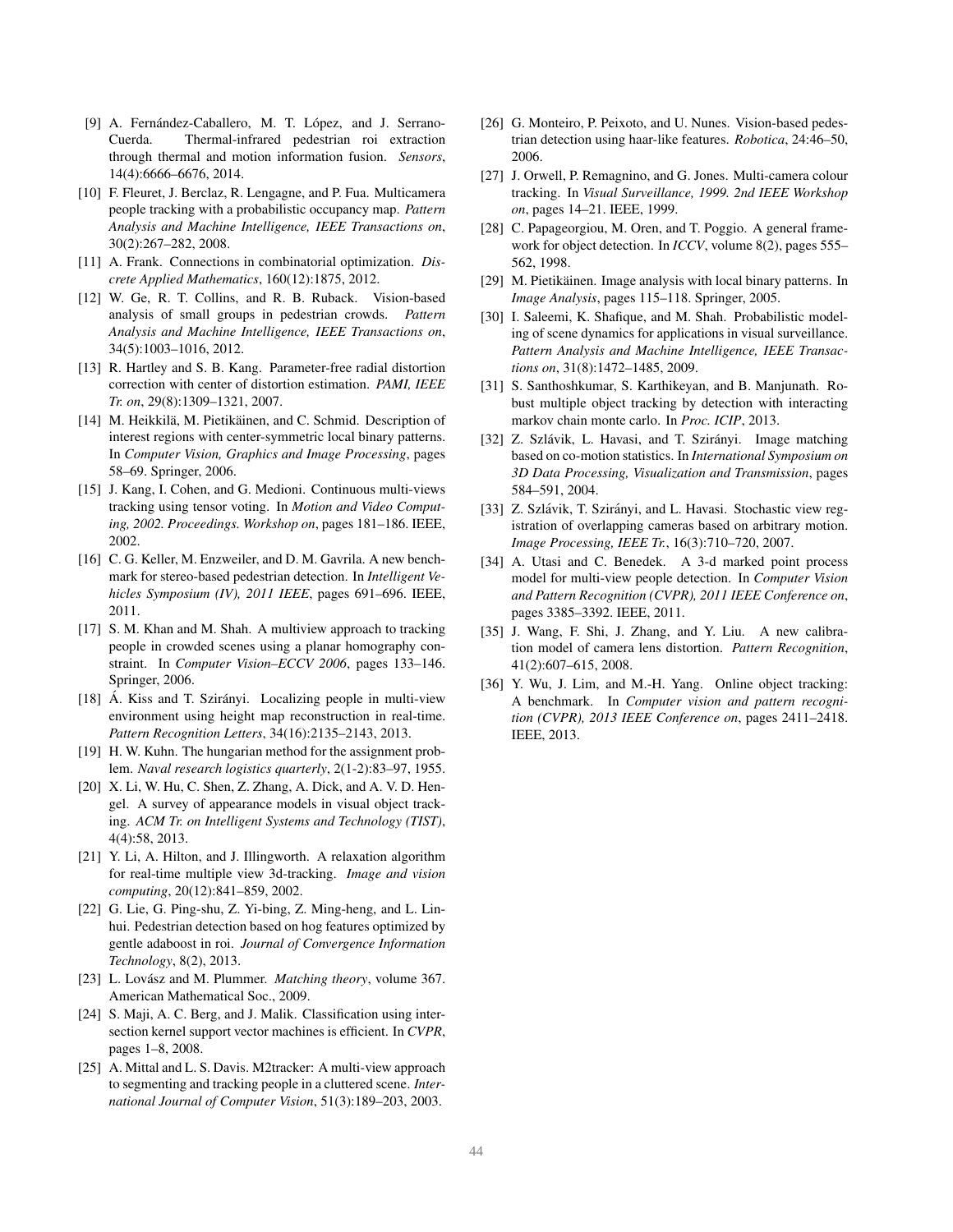[9] A. Fernández-Caballero, M. T. López, and J. Serrano-Cuerda. Thermal-infrared pedestrian roi extraction through thermal and motion information fusion. *Sensors*, 14(4):6666–6676, 2014.

[10] F. Fleuret, J. Berclaz, R. Lengagne, and P. Fua. Multicamera people tracking with a probabilistic occupancy map. *Pattern Analysis and Machine Intelligence, IEEE Transactions on*, 30(2):267–282, 2008.

[11] A. Frank. Connections in combinatorial optimization. *Discrete Applied Mathematics*, 160(12):1875, 2012.

[12] W. Ge, R. T. Collins, and R. B. Ruback. Vision-based analysis of small groups in pedestrian crowds. *Pattern Analysis and Machine Intelligence, IEEE Transactions on*, 34(5):1003–1016, 2012.

[13] R. Hartley and S. B. Kang. Parameter-free radial distortion correction with center of distortion estimation. *PAMI, IEEE Tr. on*, 29(8):1309–1321, 2007.

[14] M. Heikkilä, M. Pietikäinen, and C. Schmid. Description of interest regions with center-symmetric local binary patterns. In *Computer Vision, Graphics and Image Processing*, pages 58–69. Springer, 2006.

[15] J. Kang, I. Cohen, and G. Medioni. Continuous multi-views tracking using tensor voting. In *Motion and Video Computing, 2002. Proceedings. Workshop on*, pages 181–186. IEEE, 2002.

[16] C. G. Keller, M. Enzweiler, and D. M. Gavrila. A new benchmark for stereo-based pedestrian detection. In *Intelligent Vehicles Symposium (IV), 2011 IEEE*, pages 691–696. IEEE, 2011.

[17] S. M. Khan and M. Shah. A multiview approach to tracking people in crowded scenes using a planar homography constraint. In *Computer Vision–ECCV 2006*, pages 133–146. Springer, 2006.

[18] Á. Kiss and T. Szirányi. Localizing people in multi-view environment using height map reconstruction in real-time. *Pattern Recognition Letters*, 34(16):2135–2143, 2013.

[19] H. W. Kuhn. The hungarian method for the assignment problem. *Naval research logistics quarterly*, 2(1-2):83–97, 1955.

[20] X. Li, W. Hu, C. Shen, Z. Zhang, A. Dick, and A. V. D. Hengel. A survey of appearance models in visual object tracking. *ACM Tr. on Intelligent Systems and Technology (TIST)*, 4(4):58, 2013.

[21] Y. Li, A. Hilton, and J. Illingworth. A relaxation algorithm for real-time multiple view 3d-tracking. *Image and vision computing*, 20(12):841–859, 2002.

[22] G. Lie, G. Ping-shu, Z. Yi-bing, Z. Ming-heng, and L. Linhui. Pedestrian detection based on hog features optimized by gentle adaboost in roi. *Journal of Convergence Information Technology*, 8(2), 2013.

[23] L. Lovász and M. Plummer. *Matching theory*, volume 367. American Mathematical Soc., 2009.

[24] S. Maji, A. C. Berg, and J. Malik. Classification using intersection kernel support vector machines is efficient. In *CVPR*, pages 1–8, 2008.

[25] A. Mittal and L. S. Davis. M2tracker: A multi-view approach to segmenting and tracking people in a cluttered scene. *International Journal of Computer Vision*, 51(3):189–203, 2003.

[26] G. Monteiro, P. Peixoto, and U. Nunes. Vision-based pedestrian detection using haar-like features. *Robotica*, 24:46–50, 2006.

[27] J. Orwell, P. Remagnino, and G. Jones. Multi-camera colour tracking. In *Visual Surveillance, 1999. 2nd IEEE Workshop on*, pages 14–21. IEEE, 1999.

[28] C. Papageorgiou, M. Oren, and T. Poggio. A general framework for object detection. In *ICCV*, volume 8(2), pages 555–562, 1998.

[29] M. Pietikäinen. Image analysis with local binary patterns. In *Image Analysis*, pages 115–118. Springer, 2005.

[30] I. Saleemi, K. Shafique, and M. Shah. Probabilistic modeling of scene dynamics for applications in visual surveillance. *Pattern Analysis and Machine Intelligence, IEEE Transactions on*, 31(8):1472–1485, 2009.

[31] S. Santhoshkumar, S. Karthikeyan, and B. Manjunath. Robust multiple object tracking by detection with interacting markov chain monte carlo. In *Proc. ICIP*, 2013.

[32] Z. Szlávik, L. Havasi, and T. Szirányi. Image matching based on co-motion statistics. In *International Symposium on 3D Data Processing, Visualization and Transmission*, pages 584–591, 2004.

[33] Z. Szlávik, T. Szirányi, and L. Havasi. Stochastic view registration of overlapping cameras based on arbitrary motion. *Image Processing, IEEE Tr.*, 16(3):710–720, 2007.

[34] A. Utasi and C. Benedek. A 3-d marked point process model for multi-view people detection. In *Computer Vision and Pattern Recognition (CVPR), 2011 IEEE Conference on*, pages 3385–3392. IEEE, 2011.

[35] J. Wang, F. Shi, J. Zhang, and Y. Liu. A new calibration model of camera lens distortion. *Pattern Recognition*, 41(2):607–615, 2008.

[36] Y. Wu, J. Lim, and M.-H. Yang. Online object tracking: A benchmark. In *Computer vision and pattern recognition (CVPR), 2013 IEEE Conference on*, pages 2411–2418. IEEE, 2013.